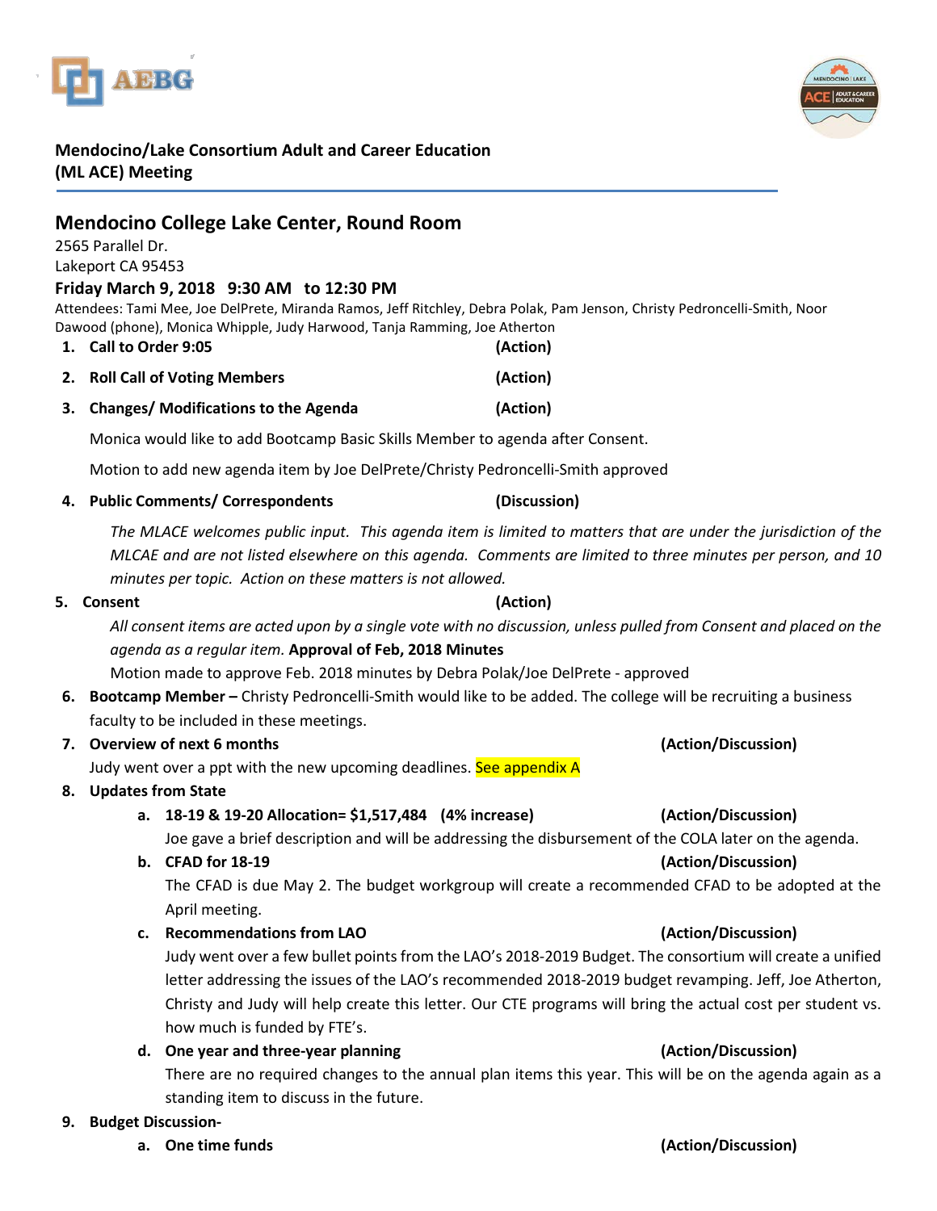# Mendocino/Lake Consortium Adult and Career Education (ML ACE) Meeting

## Mendocino College Lake Center, Round Room

2565 Parallel Dr.
Lakeport CA 95453

**Friday March 9, 2018 9:30 AM to 12:30 PM**

Attendees: Tami Mee, Joe DelPrete, Miranda Ramos, Jeff Ritchley, Debra Polak, Pam Jenson, Christy Pedroncelli-Smith, Noor Dawood (phone), Monica Whipple, Judy Harwood, Tanja Ramming, Joe Atherton

1. **Call to Order 9:05** **(Action)**
2. **Roll Call of Voting Members** **(Action)**
3. **Changes/ Modifications to the Agenda** **(Action)**

   Monica would like to add Bootcamp Basic Skills Member to agenda after Consent.

   Motion to add new agenda item by Joe DelPrete/Christy Pedroncelli-Smith approved

4. **Public Comments/ Correspondents** **(Discussion)**

   *The MLACE welcomes public input. This agenda item is limited to matters that are under the jurisdiction of the MLCAE and are not listed elsewhere on this agenda. Comments are limited to three minutes per person, and 10 minutes per topic. Action on these matters is not allowed.*

5. **Consent** **(Action)**

   *All consent items are acted upon by a single vote with no discussion, unless pulled from Consent and placed on the agenda as a regular item.* **Approval of Feb, 2018 Minutes**

   Motion made to approve Feb. 2018 minutes by Debra Polak/Joe DelPrete - approved

6. **Bootcamp Member –** Christy Pedroncelli-Smith would like to be added. The college will be recruiting a business faculty to be included in these meetings.
7. **Overview of next 6 months** **(Action/Discussion)**

   Judy went over a ppt with the new upcoming deadlines. See appendix A

8. **Updates from State**
   a. **18-19 & 19-20 Allocation= $1,517,484 (4% increase)** **(Action/Discussion)**

      Joe gave a brief description and will be addressing the disbursement of the COLA later on the agenda.

   b. **CFAD for 18-19** **(Action/Discussion)**

      The CFAD is due May 2. The budget workgroup will create a recommended CFAD to be adopted at the April meeting.

   c. **Recommendations from LAO** **(Action/Discussion)**

      Judy went over a few bullet points from the LAO's 2018-2019 Budget. The consortium will create a unified letter addressing the issues of the LAO's recommended 2018-2019 budget revamping. Jeff, Joe Atherton, Christy and Judy will help create this letter. Our CTE programs will bring the actual cost per student vs. how much is funded by FTE's.

   d. **One year and three-year planning** **(Action/Discussion)**

      There are no required changes to the annual plan items this year. This will be on the agenda again as a standing item to discuss in the future.

9. **Budget Discussion-**
   a. **One time funds** **(Action/Discussion)**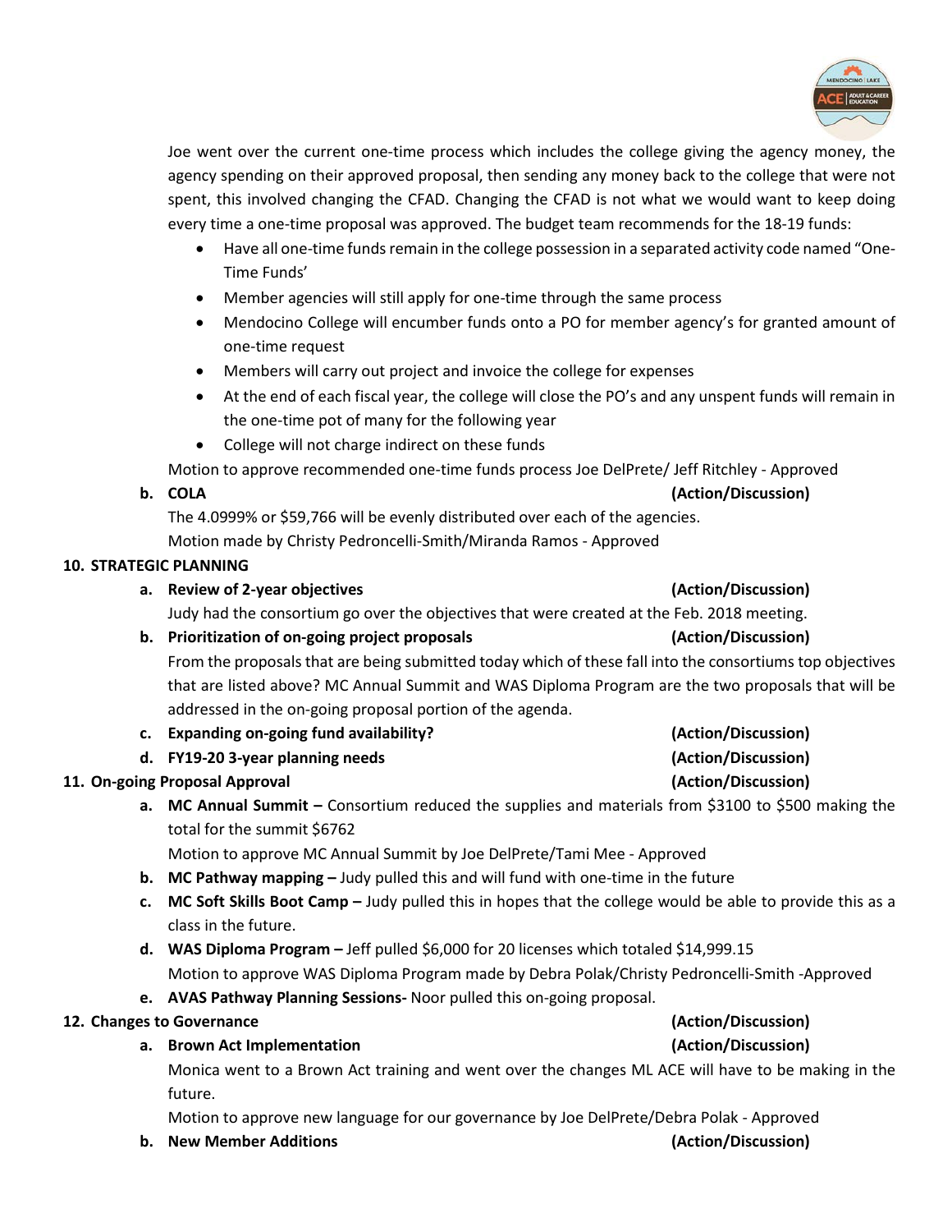Joe went over the current one-time process which includes the college giving the agency money, the agency spending on their approved proposal, then sending any money back to the college that were not spent, this involved changing the CFAD. Changing the CFAD is not what we would want to keep doing every time a one-time proposal was approved. The budget team recommends for the 18-19 funds:

- Have all one-time funds remain in the college possession in a separated activity code named "One-Time Funds'
- Member agencies will still apply for one-time through the same process
- Mendocino College will encumber funds onto a PO for member agency's for granted amount of one-time request
- Members will carry out project and invoice the college for expenses
- At the end of each fiscal year, the college will close the PO's and any unspent funds will remain in the one-time pot of many for the following year
- College will not charge indirect on these funds

Motion to approve recommended one-time funds process Joe DelPrete/ Jeff Ritchley - Approved

**b. COLA (Action/Discussion)**

The 4.0999% or $59,766 will be evenly distributed over each of the agencies.

Motion made by Christy Pedroncelli-Smith/Miranda Ramos - Approved

**10. STRATEGIC PLANNING**

**a. Review of 2-year objectives (Action/Discussion)**

Judy had the consortium go over the objectives that were created at the Feb. 2018 meeting.

**b. Prioritization of on-going project proposals (Action/Discussion)**

From the proposals that are being submitted today which of these fall into the consortiums top objectives that are listed above? MC Annual Summit and WAS Diploma Program are the two proposals that will be addressed in the on-going proposal portion of the agenda.

**c. Expanding on-going fund availability? (Action/Discussion)**

**d. FY19-20 3-year planning needs (Action/Discussion)**

**11. On-going Proposal Approval (Action/Discussion)**

**a. MC Annual Summit –** Consortium reduced the supplies and materials from $3100 to $500 making the total for the summit $6762

Motion to approve MC Annual Summit by Joe DelPrete/Tami Mee - Approved

**b. MC Pathway mapping –** Judy pulled this and will fund with one-time in the future

**c. MC Soft Skills Boot Camp –** Judy pulled this in hopes that the college would be able to provide this as a class in the future.

**d. WAS Diploma Program –** Jeff pulled $6,000 for 20 licenses which totaled $14,999.15

Motion to approve WAS Diploma Program made by Debra Polak/Christy Pedroncelli-Smith -Approved

**e. AVAS Pathway Planning Sessions-** Noor pulled this on-going proposal.

**12. Changes to Governance (Action/Discussion)**

**a. Brown Act Implementation (Action/Discussion)**

Monica went to a Brown Act training and went over the changes ML ACE will have to be making in the future.

Motion to approve new language for our governance by Joe DelPrete/Debra Polak - Approved

**b. New Member Additions (Action/Discussion)**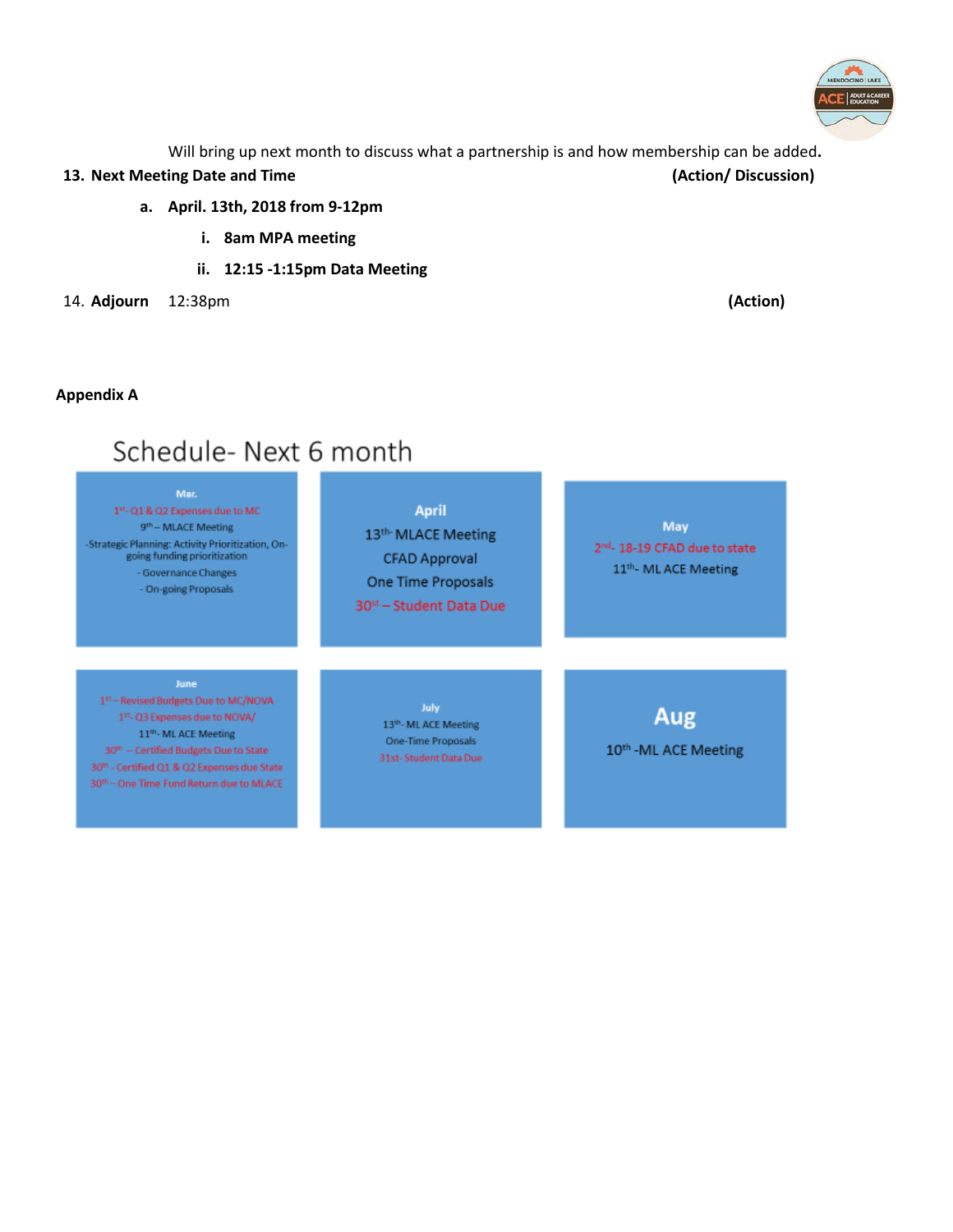Will bring up next month to discuss what a partnership is and how membership can be added.

**13. Next Meeting Date and Time** **(Action/ Discussion)**

a. **April. 13th, 2018 from 9-12pm**

i. **8am MPA meeting**

ii. **12:15 -1:15pm Data Meeting**

14. **Adjourn** 12:38pm **(Action)**

**Appendix A**

Schedule- Next 6 month

Mar.
1st- Q1 & Q2 Expenses due to MC
9th – MLACE Meeting
-Strategic Planning: Activity Prioritization, On-going funding prioritization
- Governance Changes
- On-going Proposals

April
13th- MLACE Meeting
CFAD Approval
One Time Proposals
30st – Student Data Due

May
2nd- 18-19 CFAD due to state
11th- ML ACE Meeting

June
1st – Revised Budgets Due to MC/NOVA
1st- Q3 Expenses due to NOVA/
11th- ML ACE Meeting
30th – Certified Budgets Due to State
30th - Certified Q1 & Q2 Expenses due State
30th – One Time Fund Return due to MLACE

July
13th- ML ACE Meeting
One-Time Proposals
31st- Student Data Due

Aug
10th -ML ACE Meeting